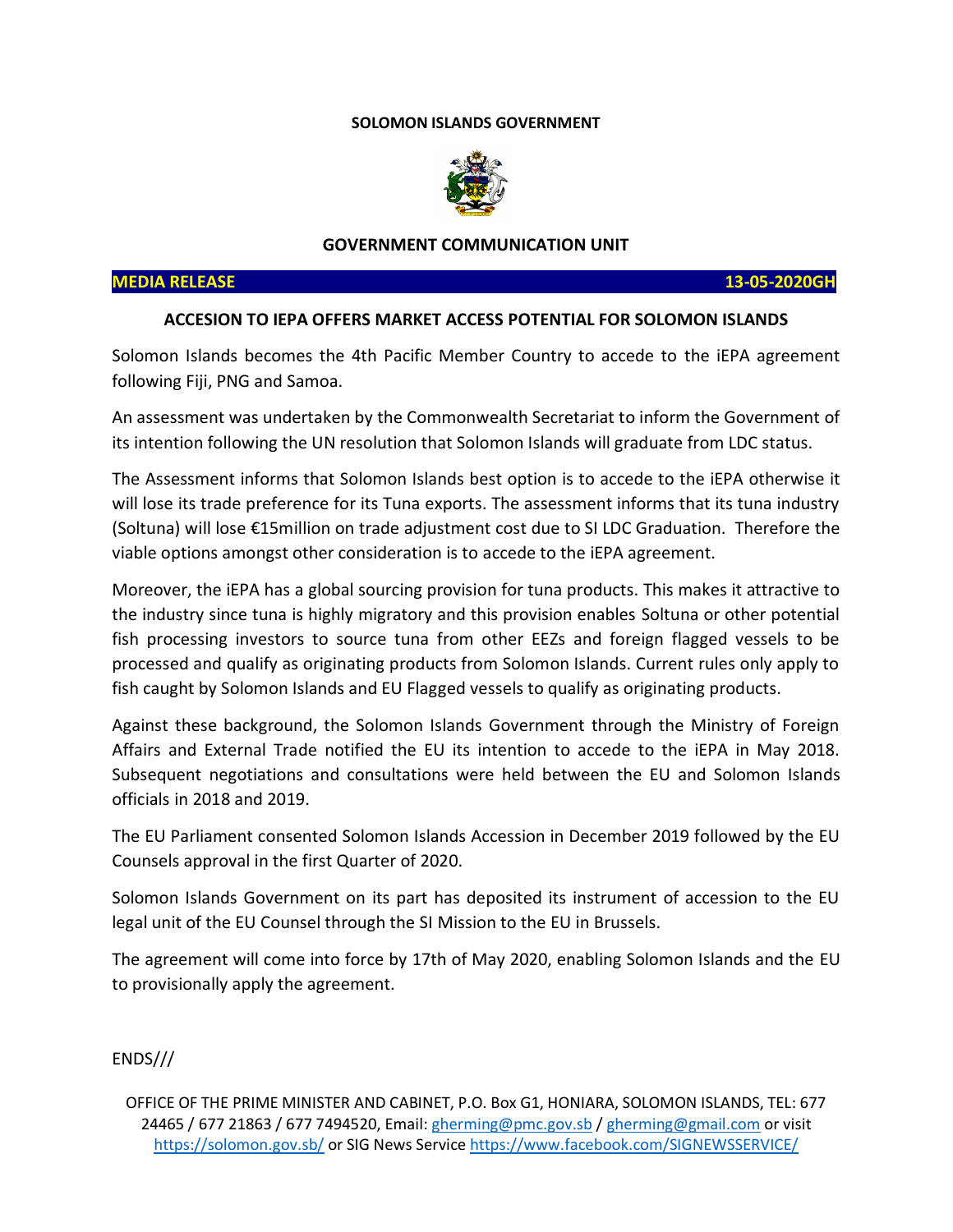**SOLOMON ISLANDS GOVERNMENT**

**GOVERNMENT COMMUNICATION UNIT**

**MEDIA RELEASE** **13-05-2020GH**

## ACCESION TO IEPA OFFERS MARKET ACCESS POTENTIAL FOR SOLOMON ISLANDS

Solomon Islands becomes the 4th Pacific Member Country to accede to the iEPA agreement following Fiji, PNG and Samoa.

An assessment was undertaken by the Commonwealth Secretariat to inform the Government of its intention following the UN resolution that Solomon Islands will graduate from LDC status.

The Assessment informs that Solomon Islands best option is to accede to the iEPA otherwise it will lose its trade preference for its Tuna exports. The assessment informs that its tuna industry (Soltuna) will lose €15million on trade adjustment cost due to SI LDC Graduation. Therefore the viable options amongst other consideration is to accede to the iEPA agreement.

Moreover, the iEPA has a global sourcing provision for tuna products. This makes it attractive to the industry since tuna is highly migratory and this provision enables Soltuna or other potential fish processing investors to source tuna from other EEZs and foreign flagged vessels to be processed and qualify as originating products from Solomon Islands. Current rules only apply to fish caught by Solomon Islands and EU Flagged vessels to qualify as originating products.

Against these background, the Solomon Islands Government through the Ministry of Foreign Affairs and External Trade notified the EU its intention to accede to the iEPA in May 2018. Subsequent negotiations and consultations were held between the EU and Solomon Islands officials in 2018 and 2019.

The EU Parliament consented Solomon Islands Accession in December 2019 followed by the EU Counsels approval in the first Quarter of 2020.

Solomon Islands Government on its part has deposited its instrument of accession to the EU legal unit of the EU Counsel through the SI Mission to the EU in Brussels.

The agreement will come into force by 17th of May 2020, enabling Solomon Islands and the EU to provisionally apply the agreement.

ENDS///

OFFICE OF THE PRIME MINISTER AND CABINET, P.O. Box G1, HONIARA, SOLOMON ISLANDS, TEL: 677 24465 / 677 21863 / 677 7494520, Email: gherming@pmc.gov.sb / gherming@gmail.com or visit https://solomon.gov.sb/ or SIG News Service https://www.facebook.com/SIGNEWSSERVICE/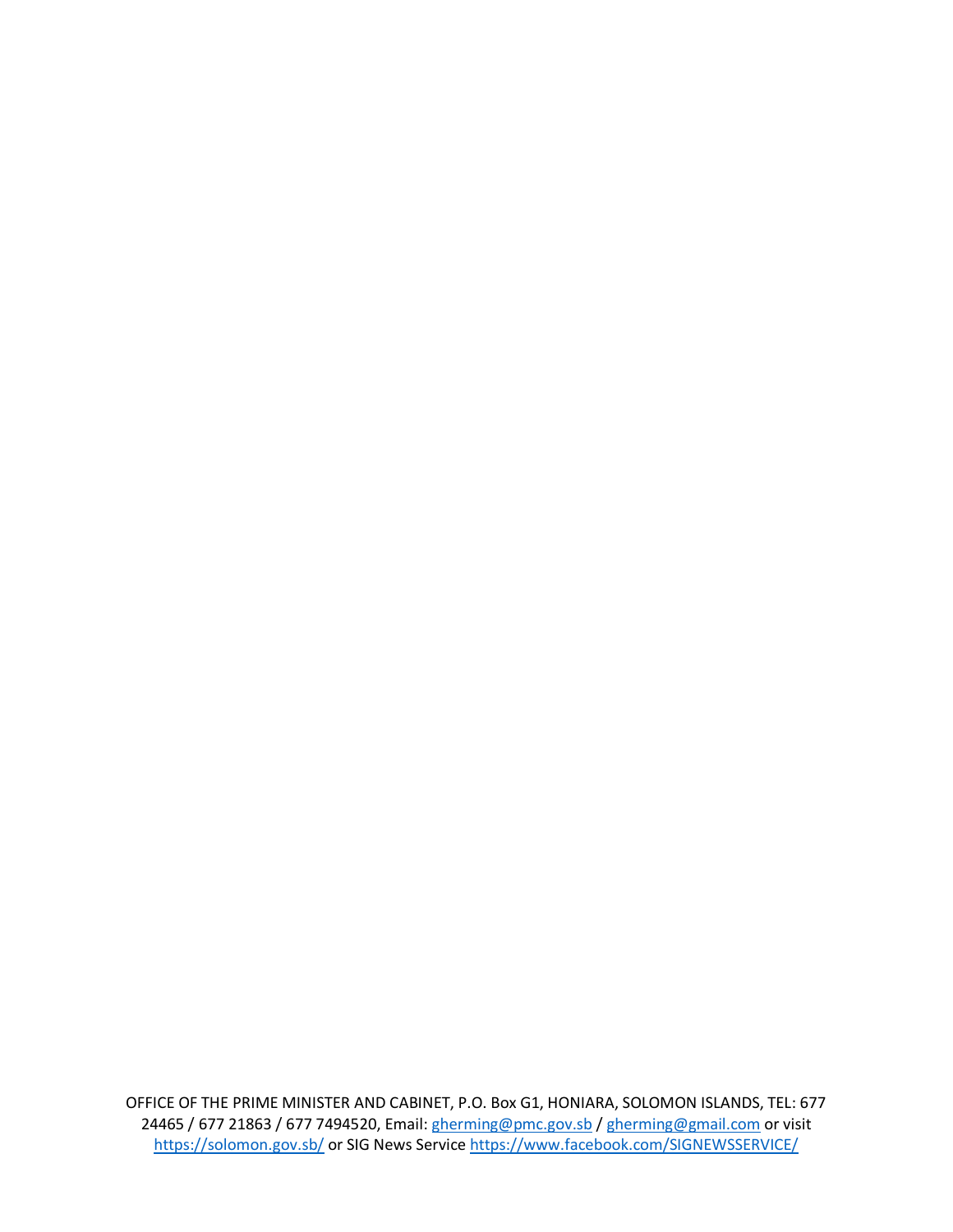OFFICE OF THE PRIME MINISTER AND CABINET, P.O. Box G1, HONIARA, SOLOMON ISLANDS, TEL: 677 24465 / 677 21863 / 677 7494520, Email: gherming@pmc.gov.sb / gherming@gmail.com or visit https://solomon.gov.sb/ or SIG News Service https://www.facebook.com/SIGNEWSSERVICE/